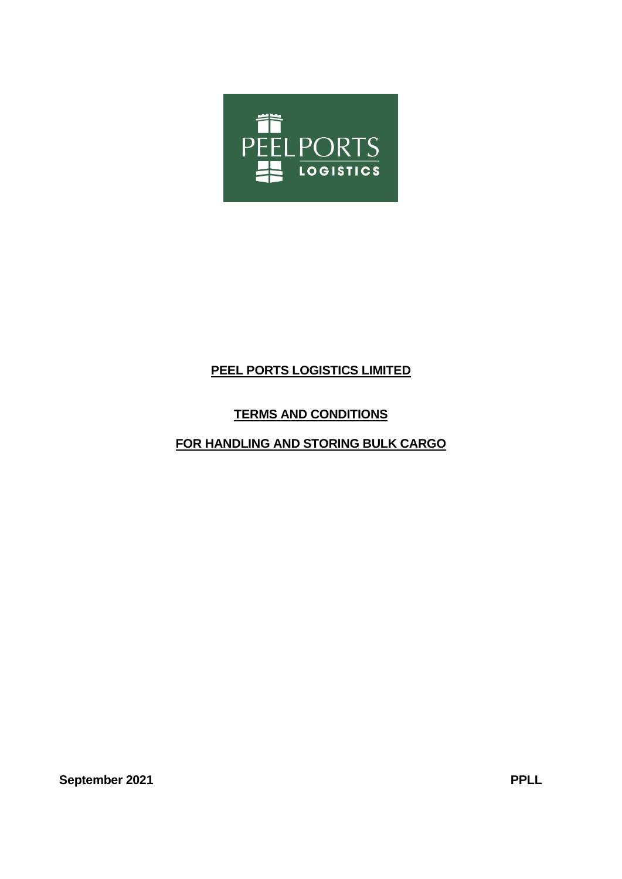# PEEL PORTS LOGISTICS LIMITED

## TERMS AND CONDITIONS

## FOR HANDLING AND STORING BULK CARGO

**September 2021** **PPLL**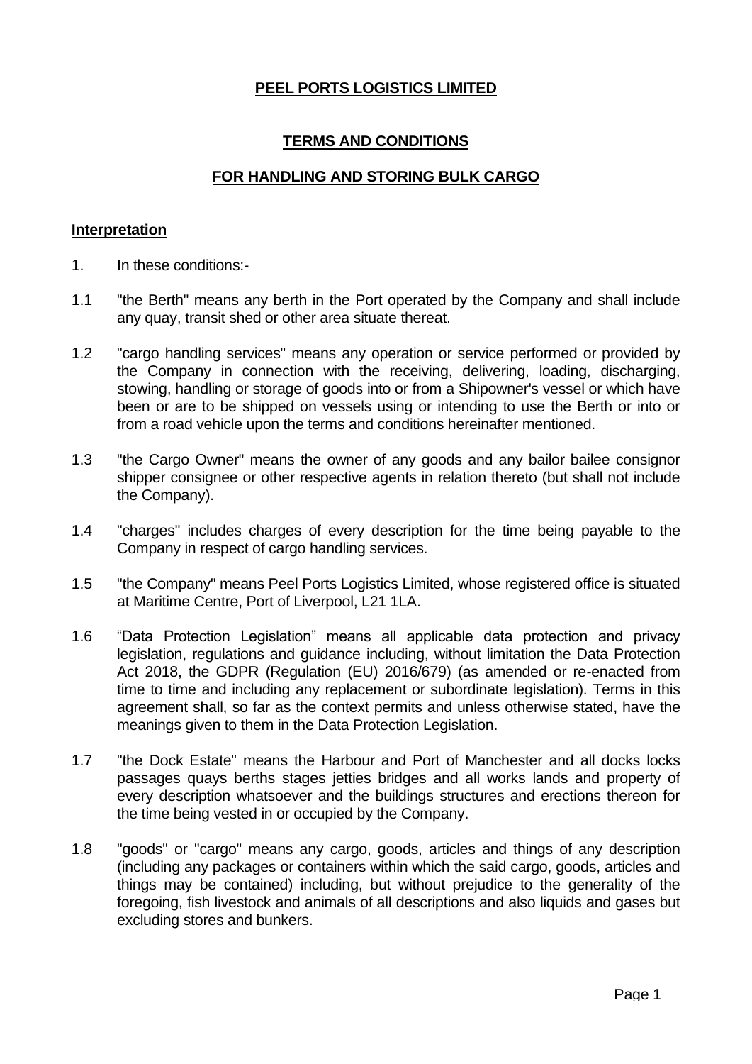**PEEL PORTS LOGISTICS LIMITED**

**TERMS AND CONDITIONS**

**FOR HANDLING AND STORING BULK CARGO**

**Interpretation**

1. In these conditions:-

1.1 "the Berth" means any berth in the Port operated by the Company and shall include any quay, transit shed or other area situate thereat.

1.2 "cargo handling services" means any operation or service performed or provided by the Company in connection with the receiving, delivering, loading, discharging, stowing, handling or storage of goods into or from a Shipowner's vessel or which have been or are to be shipped on vessels using or intending to use the Berth or into or from a road vehicle upon the terms and conditions hereinafter mentioned.

1.3 "the Cargo Owner" means the owner of any goods and any bailor bailee consignor shipper consignee or other respective agents in relation thereto (but shall not include the Company).

1.4 "charges" includes charges of every description for the time being payable to the Company in respect of cargo handling services.

1.5 "the Company" means Peel Ports Logistics Limited, whose registered office is situated at Maritime Centre, Port of Liverpool, L21 1LA.

1.6 "Data Protection Legislation" means all applicable data protection and privacy legislation, regulations and guidance including, without limitation the Data Protection Act 2018, the GDPR (Regulation (EU) 2016/679) (as amended or re-enacted from time to time and including any replacement or subordinate legislation). Terms in this agreement shall, so far as the context permits and unless otherwise stated, have the meanings given to them in the Data Protection Legislation.

1.7 "the Dock Estate" means the Harbour and Port of Manchester and all docks locks passages quays berths stages jetties bridges and all works lands and property of every description whatsoever and the buildings structures and erections thereon for the time being vested in or occupied by the Company.

1.8 "goods" or "cargo" means any cargo, goods, articles and things of any description (including any packages or containers within which the said cargo, goods, articles and things may be contained) including, but without prejudice to the generality of the foregoing, fish livestock and animals of all descriptions and also liquids and gases but excluding stores and bunkers.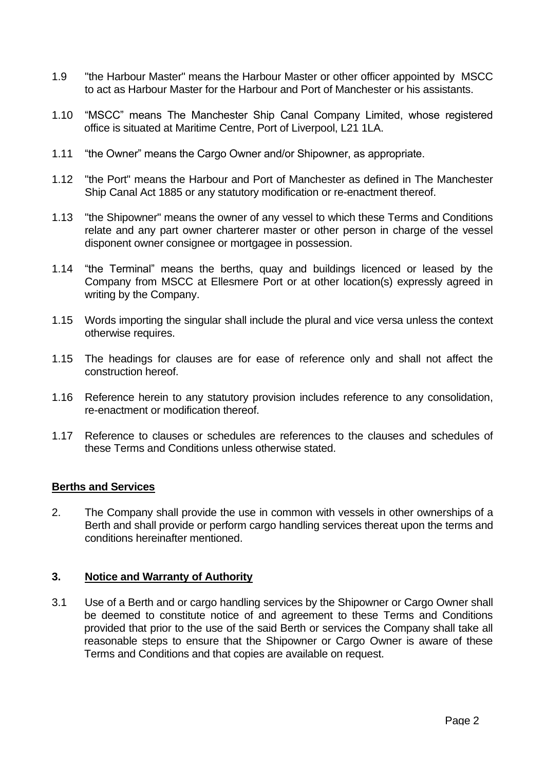1.9 "the Harbour Master" means the Harbour Master or other officer appointed by MSCC to act as Harbour Master for the Harbour and Port of Manchester or his assistants.

1.10 "MSCC" means The Manchester Ship Canal Company Limited, whose registered office is situated at Maritime Centre, Port of Liverpool, L21 1LA.

1.11 "the Owner" means the Cargo Owner and/or Shipowner, as appropriate.

1.12 "the Port" means the Harbour and Port of Manchester as defined in The Manchester Ship Canal Act 1885 or any statutory modification or re-enactment thereof.

1.13 "the Shipowner" means the owner of any vessel to which these Terms and Conditions relate and any part owner charterer master or other person in charge of the vessel disponent owner consignee or mortgagee in possession.

1.14 "the Terminal" means the berths, quay and buildings licenced or leased by the Company from MSCC at Ellesmere Port or at other location(s) expressly agreed in writing by the Company.

1.15 Words importing the singular shall include the plural and vice versa unless the context otherwise requires.

1.15 The headings for clauses are for ease of reference only and shall not affect the construction hereof.

1.16 Reference herein to any statutory provision includes reference to any consolidation, re-enactment or modification thereof.

1.17 Reference to clauses or schedules are references to the clauses and schedules of these Terms and Conditions unless otherwise stated.

## Berths and Services

2. The Company shall provide the use in common with vessels in other ownerships of a Berth and shall provide or perform cargo handling services thereat upon the terms and conditions hereinafter mentioned.

## 3. Notice and Warranty of Authority

3.1 Use of a Berth and or cargo handling services by the Shipowner or Cargo Owner shall be deemed to constitute notice of and agreement to these Terms and Conditions provided that prior to the use of the said Berth or services the Company shall take all reasonable steps to ensure that the Shipowner or Cargo Owner is aware of these Terms and Conditions and that copies are available on request.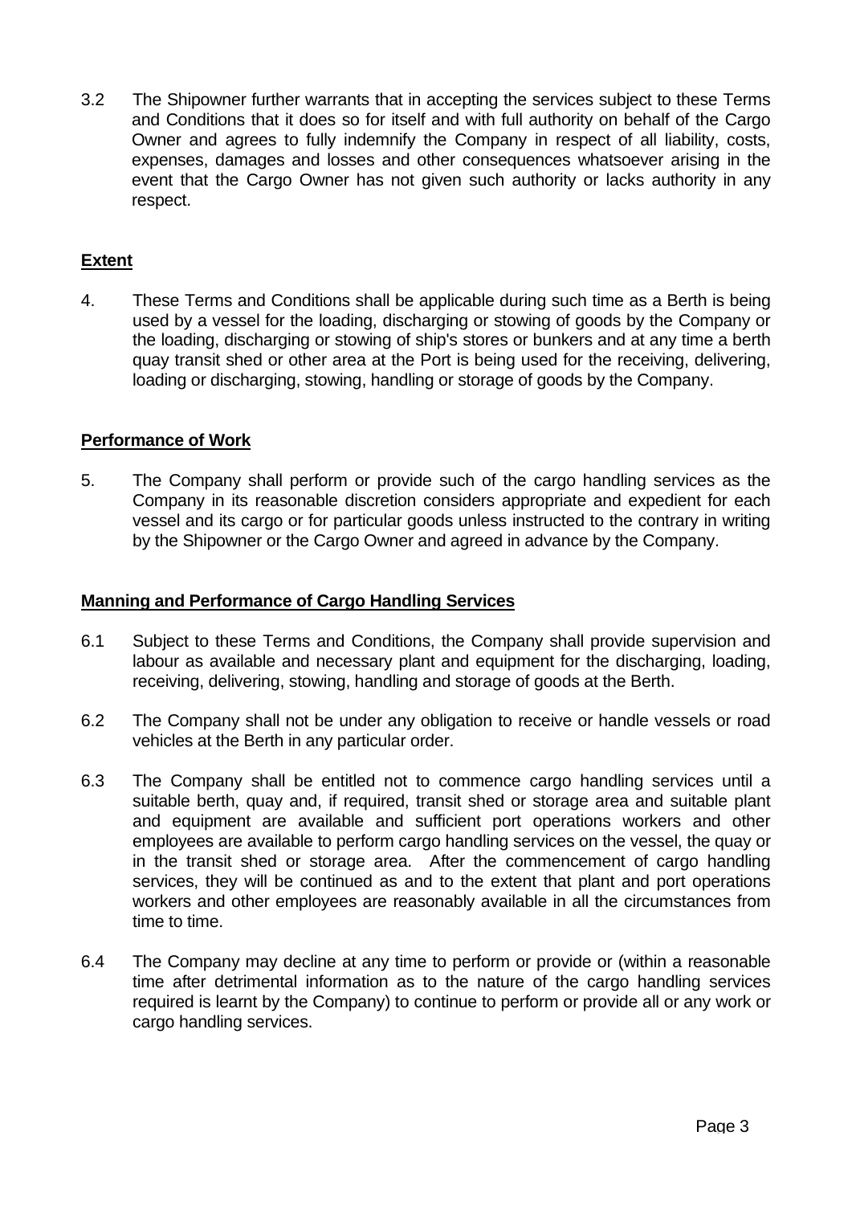3.2 The Shipowner further warrants that in accepting the services subject to these Terms and Conditions that it does so for itself and with full authority on behalf of the Cargo Owner and agrees to fully indemnify the Company in respect of all liability, costs, expenses, damages and losses and other consequences whatsoever arising in the event that the Cargo Owner has not given such authority or lacks authority in any respect.

**Extent**

4. These Terms and Conditions shall be applicable during such time as a Berth is being used by a vessel for the loading, discharging or stowing of goods by the Company or the loading, discharging or stowing of ship's stores or bunkers and at any time a berth quay transit shed or other area at the Port is being used for the receiving, delivering, loading or discharging, stowing, handling or storage of goods by the Company.

**Performance of Work**

5. The Company shall perform or provide such of the cargo handling services as the Company in its reasonable discretion considers appropriate and expedient for each vessel and its cargo or for particular goods unless instructed to the contrary in writing by the Shipowner or the Cargo Owner and agreed in advance by the Company.

**Manning and Performance of Cargo Handling Services**

6.1 Subject to these Terms and Conditions, the Company shall provide supervision and labour as available and necessary plant and equipment for the discharging, loading, receiving, delivering, stowing, handling and storage of goods at the Berth.

6.2 The Company shall not be under any obligation to receive or handle vessels or road vehicles at the Berth in any particular order.

6.3 The Company shall be entitled not to commence cargo handling services until a suitable berth, quay and, if required, transit shed or storage area and suitable plant and equipment are available and sufficient port operations workers and other employees are available to perform cargo handling services on the vessel, the quay or in the transit shed or storage area. After the commencement of cargo handling services, they will be continued as and to the extent that plant and port operations workers and other employees are reasonably available in all the circumstances from time to time.

6.4 The Company may decline at any time to perform or provide or (within a reasonable time after detrimental information as to the nature of the cargo handling services required is learnt by the Company) to continue to perform or provide all or any work or cargo handling services.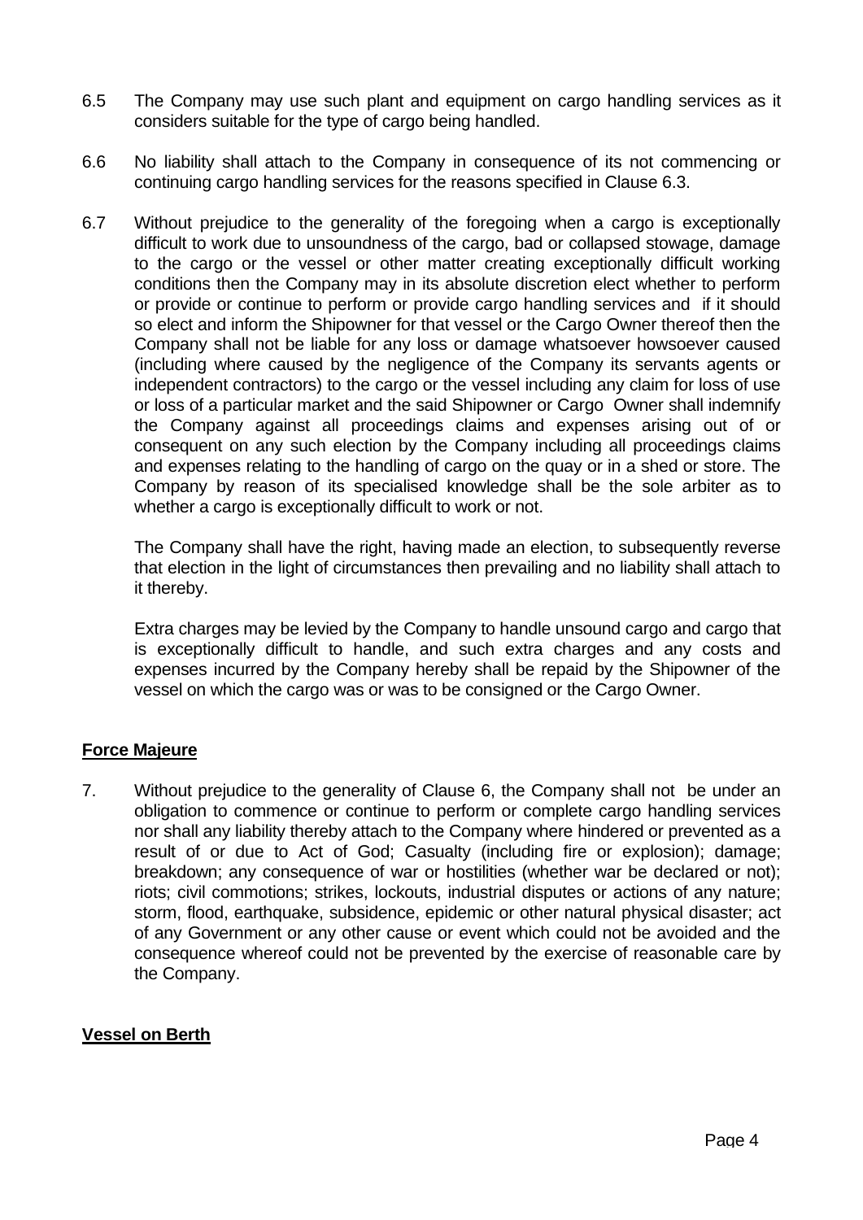6.5 The Company may use such plant and equipment on cargo handling services as it considers suitable for the type of cargo being handled.

6.6 No liability shall attach to the Company in consequence of its not commencing or continuing cargo handling services for the reasons specified in Clause 6.3.

6.7 Without prejudice to the generality of the foregoing when a cargo is exceptionally difficult to work due to unsoundness of the cargo, bad or collapsed stowage, damage to the cargo or the vessel or other matter creating exceptionally difficult working conditions then the Company may in its absolute discretion elect whether to perform or provide or continue to perform or provide cargo handling services and if it should so elect and inform the Shipowner for that vessel or the Cargo Owner thereof then the Company shall not be liable for any loss or damage whatsoever howsoever caused (including where caused by the negligence of the Company its servants agents or independent contractors) to the cargo or the vessel including any claim for loss of use or loss of a particular market and the said Shipowner or Cargo Owner shall indemnify the Company against all proceedings claims and expenses arising out of or consequent on any such election by the Company including all proceedings claims and expenses relating to the handling of cargo on the quay or in a shed or store. The Company by reason of its specialised knowledge shall be the sole arbiter as to whether a cargo is exceptionally difficult to work or not.

The Company shall have the right, having made an election, to subsequently reverse that election in the light of circumstances then prevailing and no liability shall attach to it thereby.

Extra charges may be levied by the Company to handle unsound cargo and cargo that is exceptionally difficult to handle, and such extra charges and any costs and expenses incurred by the Company hereby shall be repaid by the Shipowner of the vessel on which the cargo was or was to be consigned or the Cargo Owner.

**Force Majeure**

7. Without prejudice to the generality of Clause 6, the Company shall not be under an obligation to commence or continue to perform or complete cargo handling services nor shall any liability thereby attach to the Company where hindered or prevented as a result of or due to Act of God; Casualty (including fire or explosion); damage; breakdown; any consequence of war or hostilities (whether war be declared or not); riots; civil commotions; strikes, lockouts, industrial disputes or actions of any nature; storm, flood, earthquake, subsidence, epidemic or other natural physical disaster; act of any Government or any other cause or event which could not be avoided and the consequence whereof could not be prevented by the exercise of reasonable care by the Company.

**Vessel on Berth**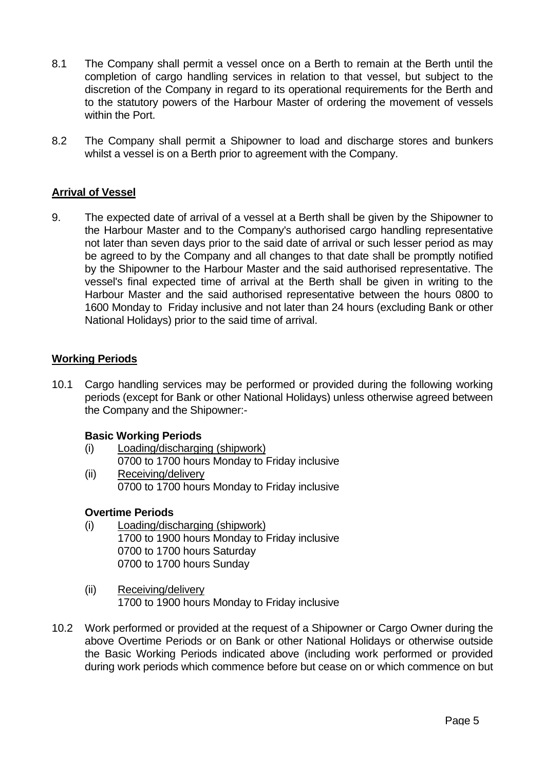8.1 The Company shall permit a vessel once on a Berth to remain at the Berth until the completion of cargo handling services in relation to that vessel, but subject to the discretion of the Company in regard to its operational requirements for the Berth and to the statutory powers of the Harbour Master of ordering the movement of vessels within the Port.

8.2 The Company shall permit a Shipowner to load and discharge stores and bunkers whilst a vessel is on a Berth prior to agreement with the Company.

**Arrival of Vessel**

9. The expected date of arrival of a vessel at a Berth shall be given by the Shipowner to the Harbour Master and to the Company's authorised cargo handling representative not later than seven days prior to the said date of arrival or such lesser period as may be agreed to by the Company and all changes to that date shall be promptly notified by the Shipowner to the Harbour Master and the said authorised representative. The vessel's final expected time of arrival at the Berth shall be given in writing to the Harbour Master and the said authorised representative between the hours 0800 to 1600 Monday to Friday inclusive and not later than 24 hours (excluding Bank or other National Holidays) prior to the said time of arrival.

**Working Periods**

10.1 Cargo handling services may be performed or provided during the following working periods (except for Bank or other National Holidays) unless otherwise agreed between the Company and the Shipowner:-

**Basic Working Periods**

(i) Loading/discharging (shipwork)
0700 to 1700 hours Monday to Friday inclusive

(ii) Receiving/delivery
0700 to 1700 hours Monday to Friday inclusive

**Overtime Periods**

(i) Loading/discharging (shipwork)
1700 to 1900 hours Monday to Friday inclusive
0700 to 1700 hours Saturday
0700 to 1700 hours Sunday

(ii) Receiving/delivery
1700 to 1900 hours Monday to Friday inclusive

10.2 Work performed or provided at the request of a Shipowner or Cargo Owner during the above Overtime Periods or on Bank or other National Holidays or otherwise outside the Basic Working Periods indicated above (including work performed or provided during work periods which commence before but cease on or which commence on but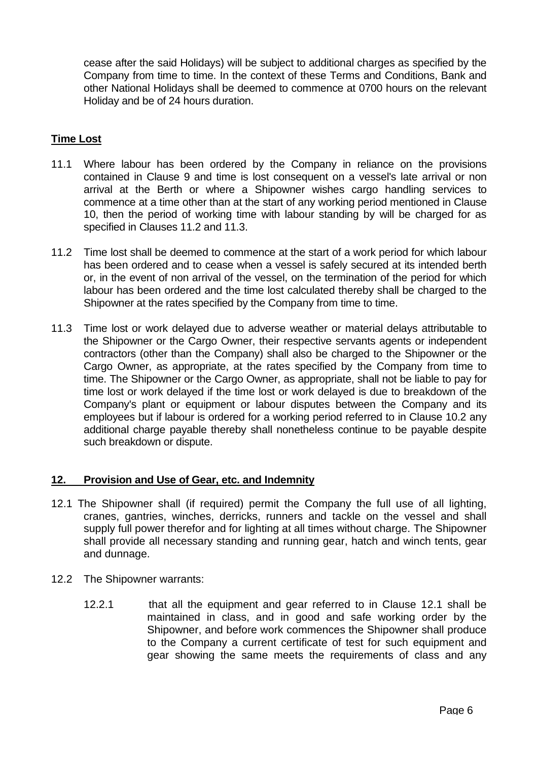cease after the said Holidays) will be subject to additional charges as specified by the Company from time to time. In the context of these Terms and Conditions, Bank and other National Holidays shall be deemed to commence at 0700 hours on the relevant Holiday and be of 24 hours duration.

## Time Lost

11.1 Where labour has been ordered by the Company in reliance on the provisions contained in Clause 9 and time is lost consequent on a vessel's late arrival or non arrival at the Berth or where a Shipowner wishes cargo handling services to commence at a time other than at the start of any working period mentioned in Clause 10, then the period of working time with labour standing by will be charged for as specified in Clauses 11.2 and 11.3.

11.2 Time lost shall be deemed to commence at the start of a work period for which labour has been ordered and to cease when a vessel is safely secured at its intended berth or, in the event of non arrival of the vessel, on the termination of the period for which labour has been ordered and the time lost calculated thereby shall be charged to the Shipowner at the rates specified by the Company from time to time.

11.3 Time lost or work delayed due to adverse weather or material delays attributable to the Shipowner or the Cargo Owner, their respective servants agents or independent contractors (other than the Company) shall also be charged to the Shipowner or the Cargo Owner, as appropriate, at the rates specified by the Company from time to time. The Shipowner or the Cargo Owner, as appropriate, shall not be liable to pay for time lost or work delayed if the time lost or work delayed is due to breakdown of the Company's plant or equipment or labour disputes between the Company and its employees but if labour is ordered for a working period referred to in Clause 10.2 any additional charge payable thereby shall nonetheless continue to be payable despite such breakdown or dispute.

## 12. Provision and Use of Gear, etc. and Indemnity

12.1 The Shipowner shall (if required) permit the Company the full use of all lighting, cranes, gantries, winches, derricks, runners and tackle on the vessel and shall supply full power therefor and for lighting at all times without charge. The Shipowner shall provide all necessary standing and running gear, hatch and winch tents, gear and dunnage.

12.2 The Shipowner warrants:

12.2.1 that all the equipment and gear referred to in Clause 12.1 shall be maintained in class, and in good and safe working order by the Shipowner, and before work commences the Shipowner shall produce to the Company a current certificate of test for such equipment and gear showing the same meets the requirements of class and any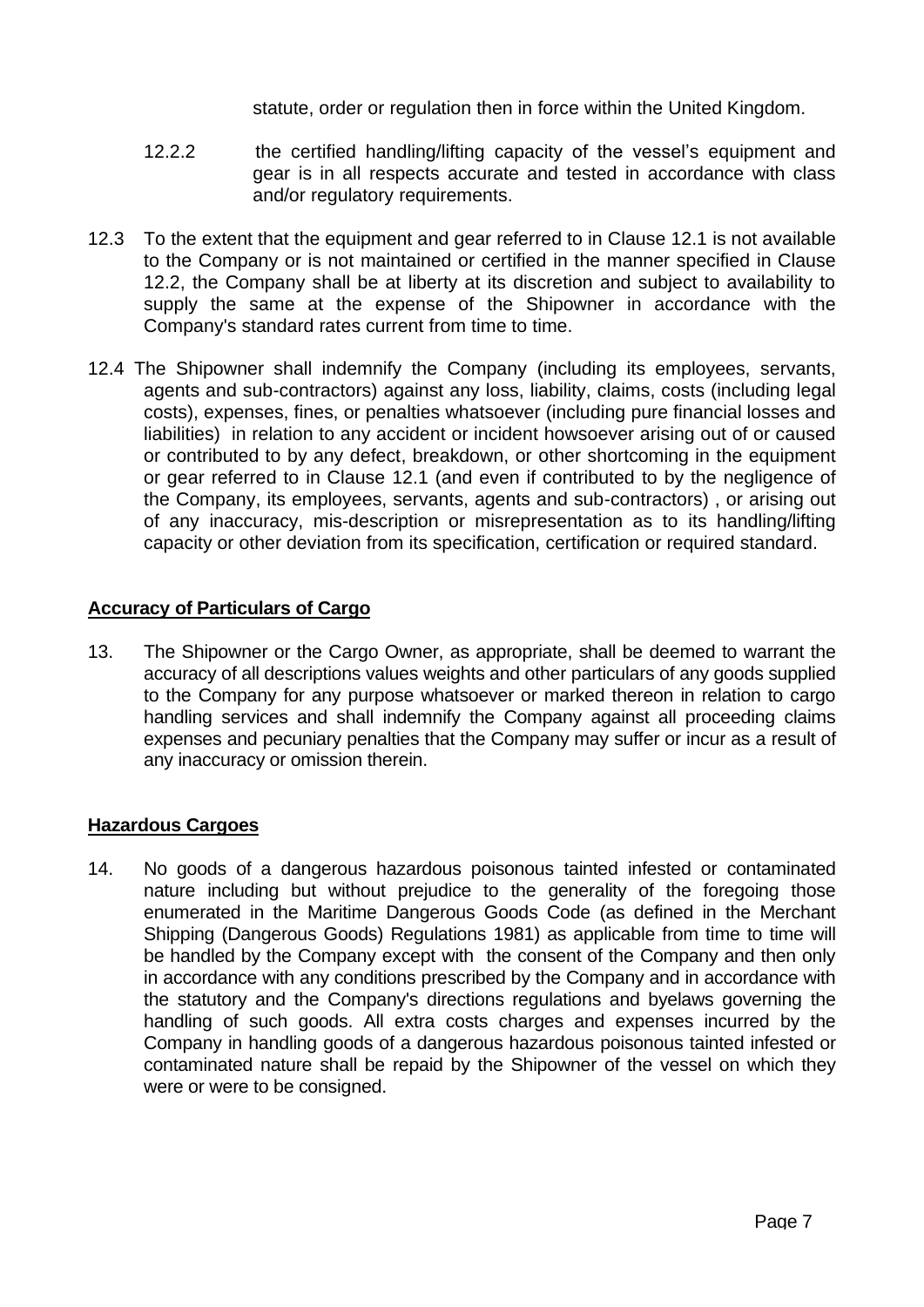statute, order or regulation then in force within the United Kingdom.

12.2.2 the certified handling/lifting capacity of the vessel's equipment and gear is in all respects accurate and tested in accordance with class and/or regulatory requirements.

12.3 To the extent that the equipment and gear referred to in Clause 12.1 is not available to the Company or is not maintained or certified in the manner specified in Clause 12.2, the Company shall be at liberty at its discretion and subject to availability to supply the same at the expense of the Shipowner in accordance with the Company's standard rates current from time to time.

12.4 The Shipowner shall indemnify the Company (including its employees, servants, agents and sub-contractors) against any loss, liability, claims, costs (including legal costs), expenses, fines, or penalties whatsoever (including pure financial losses and liabilities) in relation to any accident or incident howsoever arising out of or caused or contributed to by any defect, breakdown, or other shortcoming in the equipment or gear referred to in Clause 12.1 (and even if contributed to by the negligence of the Company, its employees, servants, agents and sub-contractors) , or arising out of any inaccuracy, mis-description or misrepresentation as to its handling/lifting capacity or other deviation from its specification, certification or required standard.

**Accuracy of Particulars of Cargo**

13. The Shipowner or the Cargo Owner, as appropriate, shall be deemed to warrant the accuracy of all descriptions values weights and other particulars of any goods supplied to the Company for any purpose whatsoever or marked thereon in relation to cargo handling services and shall indemnify the Company against all proceeding claims expenses and pecuniary penalties that the Company may suffer or incur as a result of any inaccuracy or omission therein.

**Hazardous Cargoes**

14. No goods of a dangerous hazardous poisonous tainted infested or contaminated nature including but without prejudice to the generality of the foregoing those enumerated in the Maritime Dangerous Goods Code (as defined in the Merchant Shipping (Dangerous Goods) Regulations 1981) as applicable from time to time will be handled by the Company except with the consent of the Company and then only in accordance with any conditions prescribed by the Company and in accordance with the statutory and the Company's directions regulations and byelaws governing the handling of such goods. All extra costs charges and expenses incurred by the Company in handling goods of a dangerous hazardous poisonous tainted infested or contaminated nature shall be repaid by the Shipowner of the vessel on which they were or were to be consigned.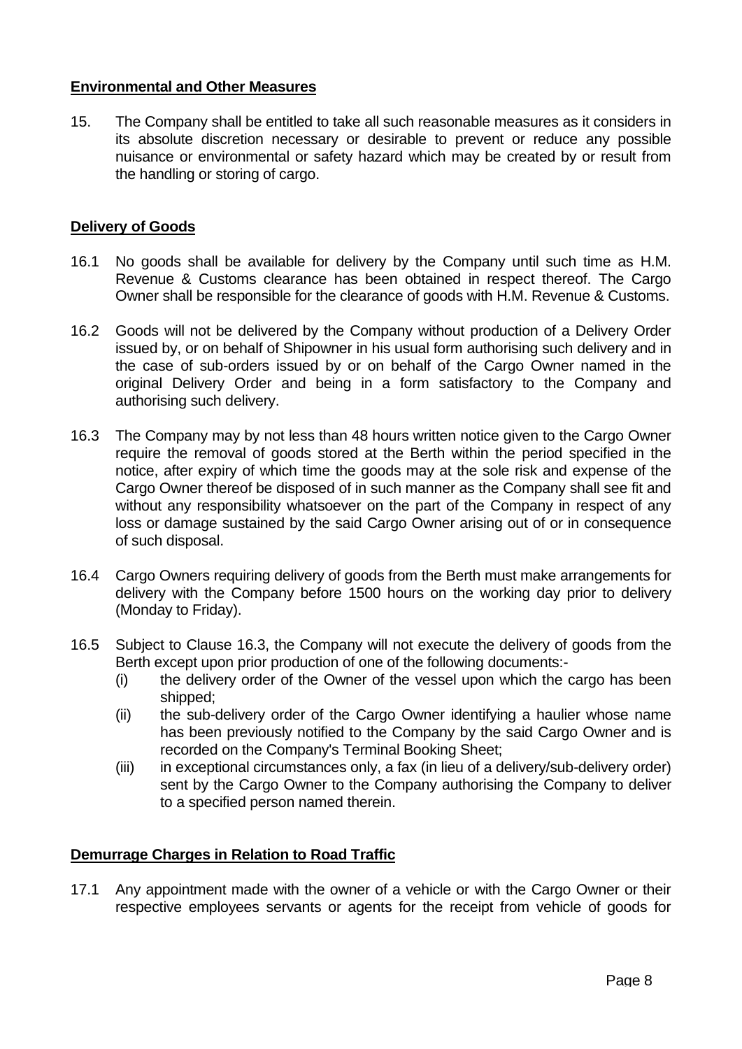**Environmental and Other Measures**

15. The Company shall be entitled to take all such reasonable measures as it considers in its absolute discretion necessary or desirable to prevent or reduce any possible nuisance or environmental or safety hazard which may be created by or result from the handling or storing of cargo.

**Delivery of Goods**

16.1 No goods shall be available for delivery by the Company until such time as H.M. Revenue & Customs clearance has been obtained in respect thereof. The Cargo Owner shall be responsible for the clearance of goods with H.M. Revenue & Customs.

16.2 Goods will not be delivered by the Company without production of a Delivery Order issued by, or on behalf of Shipowner in his usual form authorising such delivery and in the case of sub-orders issued by or on behalf of the Cargo Owner named in the original Delivery Order and being in a form satisfactory to the Company and authorising such delivery.

16.3 The Company may by not less than 48 hours written notice given to the Cargo Owner require the removal of goods stored at the Berth within the period specified in the notice, after expiry of which time the goods may at the sole risk and expense of the Cargo Owner thereof be disposed of in such manner as the Company shall see fit and without any responsibility whatsoever on the part of the Company in respect of any loss or damage sustained by the said Cargo Owner arising out of or in consequence of such disposal.

16.4 Cargo Owners requiring delivery of goods from the Berth must make arrangements for delivery with the Company before 1500 hours on the working day prior to delivery (Monday to Friday).

16.5 Subject to Clause 16.3, the Company will not execute the delivery of goods from the Berth except upon prior production of one of the following documents:-

(i) the delivery order of the Owner of the vessel upon which the cargo has been shipped;

(ii) the sub-delivery order of the Cargo Owner identifying a haulier whose name has been previously notified to the Company by the said Cargo Owner and is recorded on the Company's Terminal Booking Sheet;

(iii) in exceptional circumstances only, a fax (in lieu of a delivery/sub-delivery order) sent by the Cargo Owner to the Company authorising the Company to deliver to a specified person named therein.

**Demurrage Charges in Relation to Road Traffic**

17.1 Any appointment made with the owner of a vehicle or with the Cargo Owner or their respective employees servants or agents for the receipt from vehicle of goods for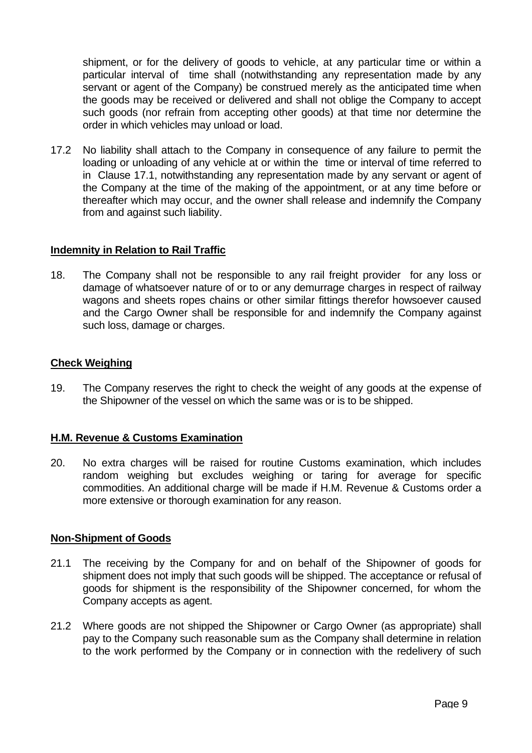shipment, or for the delivery of goods to vehicle, at any particular time or within a particular interval of time shall (notwithstanding any representation made by any servant or agent of the Company) be construed merely as the anticipated time when the goods may be received or delivered and shall not oblige the Company to accept such goods (nor refrain from accepting other goods) at that time nor determine the order in which vehicles may unload or load.

17.2 No liability shall attach to the Company in consequence of any failure to permit the loading or unloading of any vehicle at or within the time or interval of time referred to in Clause 17.1, notwithstanding any representation made by any servant or agent of the Company at the time of the making of the appointment, or at any time before or thereafter which may occur, and the owner shall release and indemnify the Company from and against such liability.

**Indemnity in Relation to Rail Traffic**

18. The Company shall not be responsible to any rail freight provider for any loss or damage of whatsoever nature of or to or any demurrage charges in respect of railway wagons and sheets ropes chains or other similar fittings therefor howsoever caused and the Cargo Owner shall be responsible for and indemnify the Company against such loss, damage or charges.

**Check Weighing**

19. The Company reserves the right to check the weight of any goods at the expense of the Shipowner of the vessel on which the same was or is to be shipped.

**H.M. Revenue & Customs Examination**

20. No extra charges will be raised for routine Customs examination, which includes random weighing but excludes weighing or taring for average for specific commodities. An additional charge will be made if H.M. Revenue & Customs order a more extensive or thorough examination for any reason.

**Non-Shipment of Goods**

21.1 The receiving by the Company for and on behalf of the Shipowner of goods for shipment does not imply that such goods will be shipped. The acceptance or refusal of goods for shipment is the responsibility of the Shipowner concerned, for whom the Company accepts as agent.

21.2 Where goods are not shipped the Shipowner or Cargo Owner (as appropriate) shall pay to the Company such reasonable sum as the Company shall determine in relation to the work performed by the Company or in connection with the redelivery of such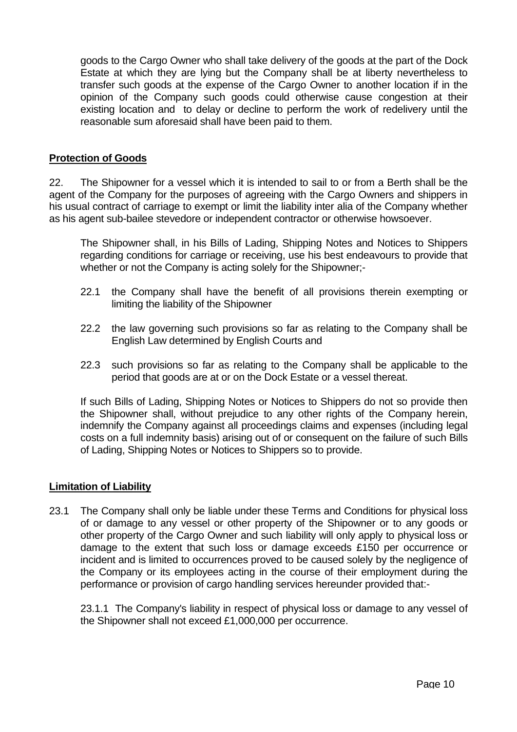goods to the Cargo Owner who shall take delivery of the goods at the part of the Dock Estate at which they are lying but the Company shall be at liberty nevertheless to transfer such goods at the expense of the Cargo Owner to another location if in the opinion of the Company such goods could otherwise cause congestion at their existing location and to delay or decline to perform the work of redelivery until the reasonable sum aforesaid shall have been paid to them.

## Protection of Goods

22. The Shipowner for a vessel which it is intended to sail to or from a Berth shall be the agent of the Company for the purposes of agreeing with the Cargo Owners and shippers in his usual contract of carriage to exempt or limit the liability inter alia of the Company whether as his agent sub-bailee stevedore or independent contractor or otherwise howsoever.

The Shipowner shall, in his Bills of Lading, Shipping Notes and Notices to Shippers regarding conditions for carriage or receiving, use his best endeavours to provide that whether or not the Company is acting solely for the Shipowner;-

22.1 the Company shall have the benefit of all provisions therein exempting or limiting the liability of the Shipowner

22.2 the law governing such provisions so far as relating to the Company shall be English Law determined by English Courts and

22.3 such provisions so far as relating to the Company shall be applicable to the period that goods are at or on the Dock Estate or a vessel thereat.

If such Bills of Lading, Shipping Notes or Notices to Shippers do not so provide then the Shipowner shall, without prejudice to any other rights of the Company herein, indemnify the Company against all proceedings claims and expenses (including legal costs on a full indemnity basis) arising out of or consequent on the failure of such Bills of Lading, Shipping Notes or Notices to Shippers so to provide.

## Limitation of Liability

23.1 The Company shall only be liable under these Terms and Conditions for physical loss of or damage to any vessel or other property of the Shipowner or to any goods or other property of the Cargo Owner and such liability will only apply to physical loss or damage to the extent that such loss or damage exceeds £150 per occurrence or incident and is limited to occurrences proved to be caused solely by the negligence of the Company or its employees acting in the course of their employment during the performance or provision of cargo handling services hereunder provided that:-

23.1.1 The Company's liability in respect of physical loss or damage to any vessel of the Shipowner shall not exceed £1,000,000 per occurrence.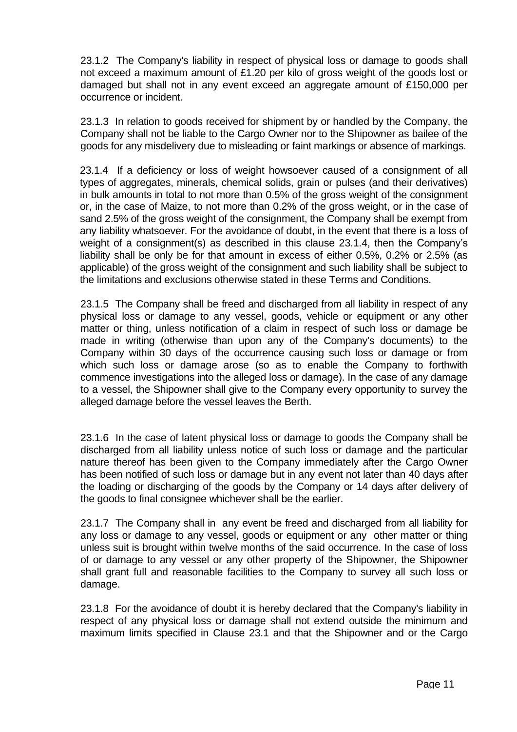23.1.2 The Company's liability in respect of physical loss or damage to goods shall not exceed a maximum amount of £1.20 per kilo of gross weight of the goods lost or damaged but shall not in any event exceed an aggregate amount of £150,000 per occurrence or incident.

23.1.3 In relation to goods received for shipment by or handled by the Company, the Company shall not be liable to the Cargo Owner nor to the Shipowner as bailee of the goods for any misdelivery due to misleading or faint markings or absence of markings.

23.1.4 If a deficiency or loss of weight howsoever caused of a consignment of all types of aggregates, minerals, chemical solids, grain or pulses (and their derivatives) in bulk amounts in total to not more than 0.5% of the gross weight of the consignment or, in the case of Maize, to not more than 0.2% of the gross weight, or in the case of sand 2.5% of the gross weight of the consignment, the Company shall be exempt from any liability whatsoever. For the avoidance of doubt, in the event that there is a loss of weight of a consignment(s) as described in this clause 23.1.4, then the Company's liability shall be only be for that amount in excess of either 0.5%, 0.2% or 2.5% (as applicable) of the gross weight of the consignment and such liability shall be subject to the limitations and exclusions otherwise stated in these Terms and Conditions.

23.1.5 The Company shall be freed and discharged from all liability in respect of any physical loss or damage to any vessel, goods, vehicle or equipment or any other matter or thing, unless notification of a claim in respect of such loss or damage be made in writing (otherwise than upon any of the Company's documents) to the Company within 30 days of the occurrence causing such loss or damage or from which such loss or damage arose (so as to enable the Company to forthwith commence investigations into the alleged loss or damage). In the case of any damage to a vessel, the Shipowner shall give to the Company every opportunity to survey the alleged damage before the vessel leaves the Berth.

23.1.6 In the case of latent physical loss or damage to goods the Company shall be discharged from all liability unless notice of such loss or damage and the particular nature thereof has been given to the Company immediately after the Cargo Owner has been notified of such loss or damage but in any event not later than 40 days after the loading or discharging of the goods by the Company or 14 days after delivery of the goods to final consignee whichever shall be the earlier.

23.1.7 The Company shall in any event be freed and discharged from all liability for any loss or damage to any vessel, goods or equipment or any other matter or thing unless suit is brought within twelve months of the said occurrence. In the case of loss of or damage to any vessel or any other property of the Shipowner, the Shipowner shall grant full and reasonable facilities to the Company to survey all such loss or damage.

23.1.8 For the avoidance of doubt it is hereby declared that the Company's liability in respect of any physical loss or damage shall not extend outside the minimum and maximum limits specified in Clause 23.1 and that the Shipowner and or the Cargo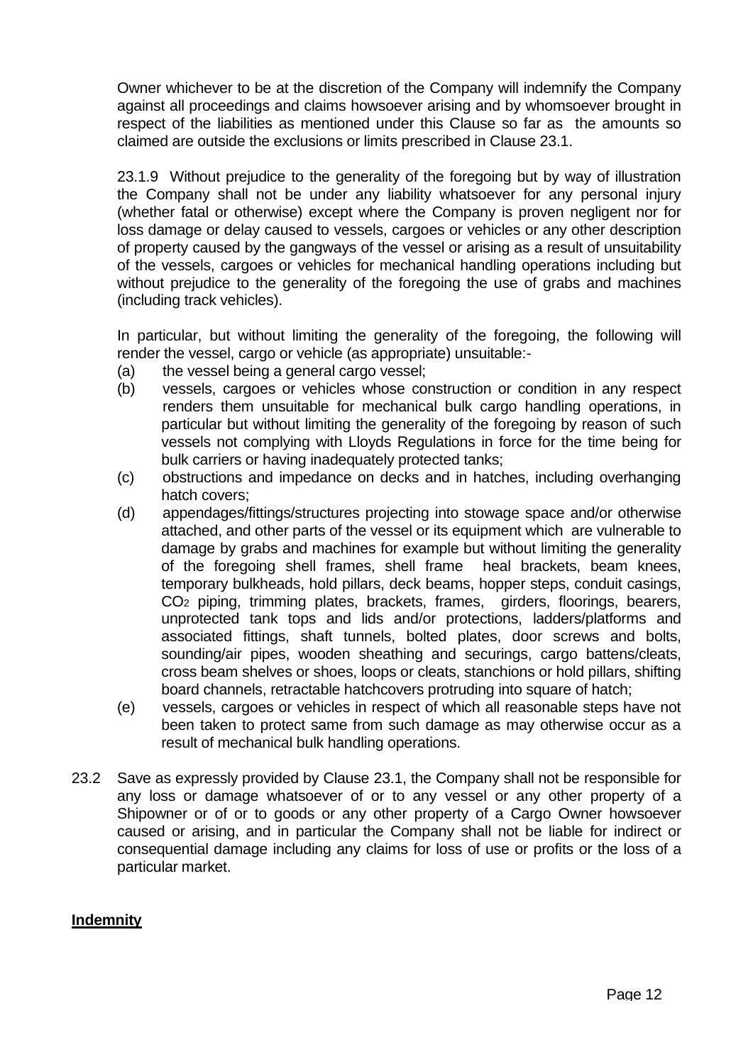Owner whichever to be at the discretion of the Company will indemnify the Company against all proceedings and claims howsoever arising and by whomsoever brought in respect of the liabilities as mentioned under this Clause so far as the amounts so claimed are outside the exclusions or limits prescribed in Clause 23.1.

23.1.9 Without prejudice to the generality of the foregoing but by way of illustration the Company shall not be under any liability whatsoever for any personal injury (whether fatal or otherwise) except where the Company is proven negligent nor for loss damage or delay caused to vessels, cargoes or vehicles or any other description of property caused by the gangways of the vessel or arising as a result of unsuitability of the vessels, cargoes or vehicles for mechanical handling operations including but without prejudice to the generality of the foregoing the use of grabs and machines (including track vehicles).

In particular, but without limiting the generality of the foregoing, the following will render the vessel, cargo or vehicle (as appropriate) unsuitable:-

(a) the vessel being a general cargo vessel;

(b) vessels, cargoes or vehicles whose construction or condition in any respect renders them unsuitable for mechanical bulk cargo handling operations, in particular but without limiting the generality of the foregoing by reason of such vessels not complying with Lloyds Regulations in force for the time being for bulk carriers or having inadequately protected tanks;

(c) obstructions and impedance on decks and in hatches, including overhanging hatch covers;

(d) appendages/fittings/structures projecting into stowage space and/or otherwise attached, and other parts of the vessel or its equipment which are vulnerable to damage by grabs and machines for example but without limiting the generality of the foregoing shell frames, shell frame heal brackets, beam knees, temporary bulkheads, hold pillars, deck beams, hopper steps, conduit casings, $CO_2$ piping, trimming plates, brackets, frames, girders, floorings, bearers, unprotected tank tops and lids and/or protections, ladders/platforms and associated fittings, shaft tunnels, bolted plates, door screws and bolts, sounding/air pipes, wooden sheathing and securings, cargo battens/cleats, cross beam shelves or shoes, loops or cleats, stanchions or hold pillars, shifting board channels, retractable hatchcovers protruding into square of hatch;

(e) vessels, cargoes or vehicles in respect of which all reasonable steps have not been taken to protect same from such damage as may otherwise occur as a result of mechanical bulk handling operations.

23.2 Save as expressly provided by Clause 23.1, the Company shall not be responsible for any loss or damage whatsoever of or to any vessel or any other property of a Shipowner or of or to goods or any other property of a Cargo Owner howsoever caused or arising, and in particular the Company shall not be liable for indirect or consequential damage including any claims for loss of use or profits or the loss of a particular market.

**Indemnity**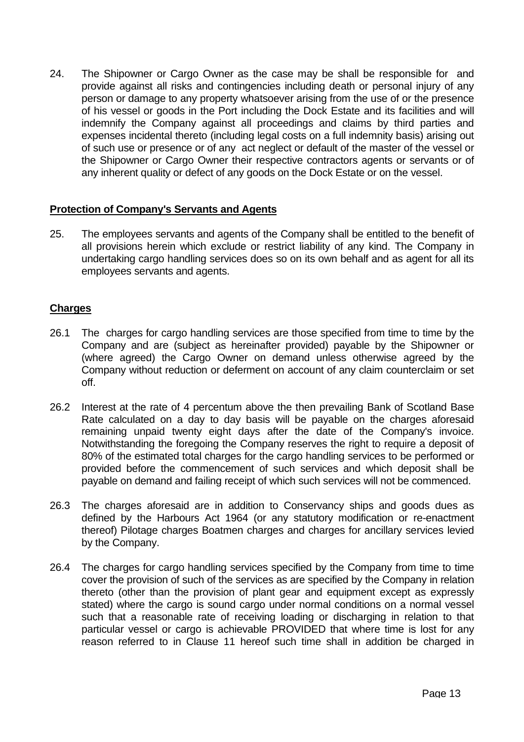24. The Shipowner or Cargo Owner as the case may be shall be responsible for and provide against all risks and contingencies including death or personal injury of any person or damage to any property whatsoever arising from the use of or the presence of his vessel or goods in the Port including the Dock Estate and its facilities and will indemnify the Company against all proceedings and claims by third parties and expenses incidental thereto (including legal costs on a full indemnity basis) arising out of such use or presence or of any act neglect or default of the master of the vessel or the Shipowner or Cargo Owner their respective contractors agents or servants or of any inherent quality or defect of any goods on the Dock Estate or on the vessel.

**Protection of Company's Servants and Agents**

25. The employees servants and agents of the Company shall be entitled to the benefit of all provisions herein which exclude or restrict liability of any kind. The Company in undertaking cargo handling services does so on its own behalf and as agent for all its employees servants and agents.

**Charges**

26.1 The charges for cargo handling services are those specified from time to time by the Company and are (subject as hereinafter provided) payable by the Shipowner or (where agreed) the Cargo Owner on demand unless otherwise agreed by the Company without reduction or deferment on account of any claim counterclaim or set off.

26.2 Interest at the rate of 4 percentum above the then prevailing Bank of Scotland Base Rate calculated on a day to day basis will be payable on the charges aforesaid remaining unpaid twenty eight days after the date of the Company's invoice. Notwithstanding the foregoing the Company reserves the right to require a deposit of 80% of the estimated total charges for the cargo handling services to be performed or provided before the commencement of such services and which deposit shall be payable on demand and failing receipt of which such services will not be commenced.

26.3 The charges aforesaid are in addition to Conservancy ships and goods dues as defined by the Harbours Act 1964 (or any statutory modification or re-enactment thereof) Pilotage charges Boatmen charges and charges for ancillary services levied by the Company.

26.4 The charges for cargo handling services specified by the Company from time to time cover the provision of such of the services as are specified by the Company in relation thereto (other than the provision of plant gear and equipment except as expressly stated) where the cargo is sound cargo under normal conditions on a normal vessel such that a reasonable rate of receiving loading or discharging in relation to that particular vessel or cargo is achievable PROVIDED that where time is lost for any reason referred to in Clause 11 hereof such time shall in addition be charged in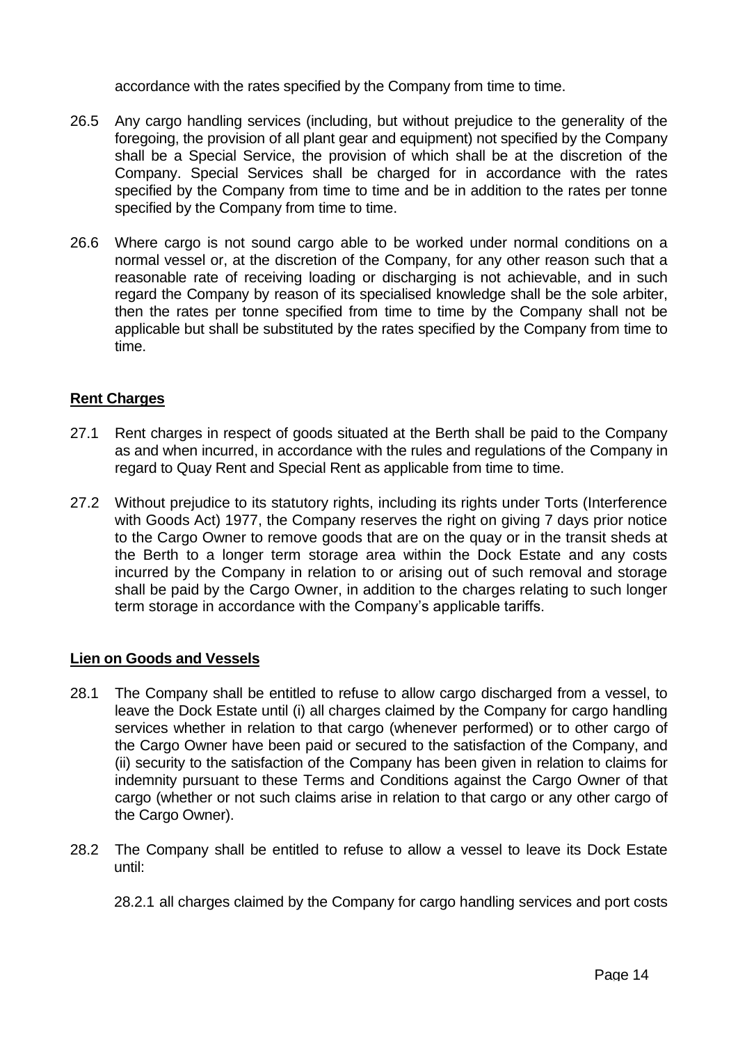accordance with the rates specified by the Company from time to time.

26.5 Any cargo handling services (including, but without prejudice to the generality of the foregoing, the provision of all plant gear and equipment) not specified by the Company shall be a Special Service, the provision of which shall be at the discretion of the Company. Special Services shall be charged for in accordance with the rates specified by the Company from time to time and be in addition to the rates per tonne specified by the Company from time to time.

26.6 Where cargo is not sound cargo able to be worked under normal conditions on a normal vessel or, at the discretion of the Company, for any other reason such that a reasonable rate of receiving loading or discharging is not achievable, and in such regard the Company by reason of its specialised knowledge shall be the sole arbiter, then the rates per tonne specified from time to time by the Company shall not be applicable but shall be substituted by the rates specified by the Company from time to time.

**Rent Charges**

27.1 Rent charges in respect of goods situated at the Berth shall be paid to the Company as and when incurred, in accordance with the rules and regulations of the Company in regard to Quay Rent and Special Rent as applicable from time to time.

27.2 Without prejudice to its statutory rights, including its rights under Torts (Interference with Goods Act) 1977, the Company reserves the right on giving 7 days prior notice to the Cargo Owner to remove goods that are on the quay or in the transit sheds at the Berth to a longer term storage area within the Dock Estate and any costs incurred by the Company in relation to or arising out of such removal and storage shall be paid by the Cargo Owner, in addition to the charges relating to such longer term storage in accordance with the Company's applicable tariffs.

**Lien on Goods and Vessels**

28.1 The Company shall be entitled to refuse to allow cargo discharged from a vessel, to leave the Dock Estate until (i) all charges claimed by the Company for cargo handling services whether in relation to that cargo (whenever performed) or to other cargo of the Cargo Owner have been paid or secured to the satisfaction of the Company, and (ii) security to the satisfaction of the Company has been given in relation to claims for indemnity pursuant to these Terms and Conditions against the Cargo Owner of that cargo (whether or not such claims arise in relation to that cargo or any other cargo of the Cargo Owner).

28.2 The Company shall be entitled to refuse to allow a vessel to leave its Dock Estate until:

28.2.1 all charges claimed by the Company for cargo handling services and port costs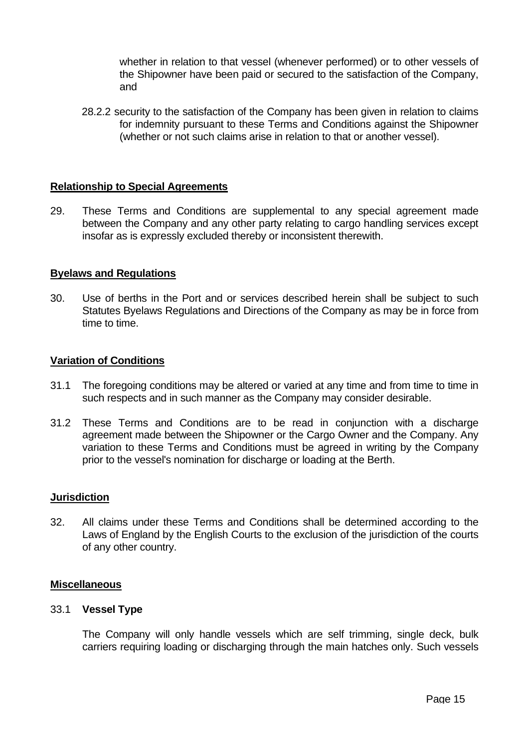whether in relation to that vessel (whenever performed) or to other vessels of the Shipowner have been paid or secured to the satisfaction of the Company, and

28.2.2 security to the satisfaction of the Company has been given in relation to claims for indemnity pursuant to these Terms and Conditions against the Shipowner (whether or not such claims arise in relation to that or another vessel).

**Relationship to Special Agreements**

29. These Terms and Conditions are supplemental to any special agreement made between the Company and any other party relating to cargo handling services except insofar as is expressly excluded thereby or inconsistent therewith.

**Byelaws and Regulations**

30. Use of berths in the Port and or services described herein shall be subject to such Statutes Byelaws Regulations and Directions of the Company as may be in force from time to time.

**Variation of Conditions**

31.1 The foregoing conditions may be altered or varied at any time and from time to time in such respects and in such manner as the Company may consider desirable.

31.2 These Terms and Conditions are to be read in conjunction with a discharge agreement made between the Shipowner or the Cargo Owner and the Company. Any variation to these Terms and Conditions must be agreed in writing by the Company prior to the vessel's nomination for discharge or loading at the Berth.

**Jurisdiction**

32. All claims under these Terms and Conditions shall be determined according to the Laws of England by the English Courts to the exclusion of the jurisdiction of the courts of any other country.

**Miscellaneous**

33.1 **Vessel Type**

The Company will only handle vessels which are self trimming, single deck, bulk carriers requiring loading or discharging through the main hatches only. Such vessels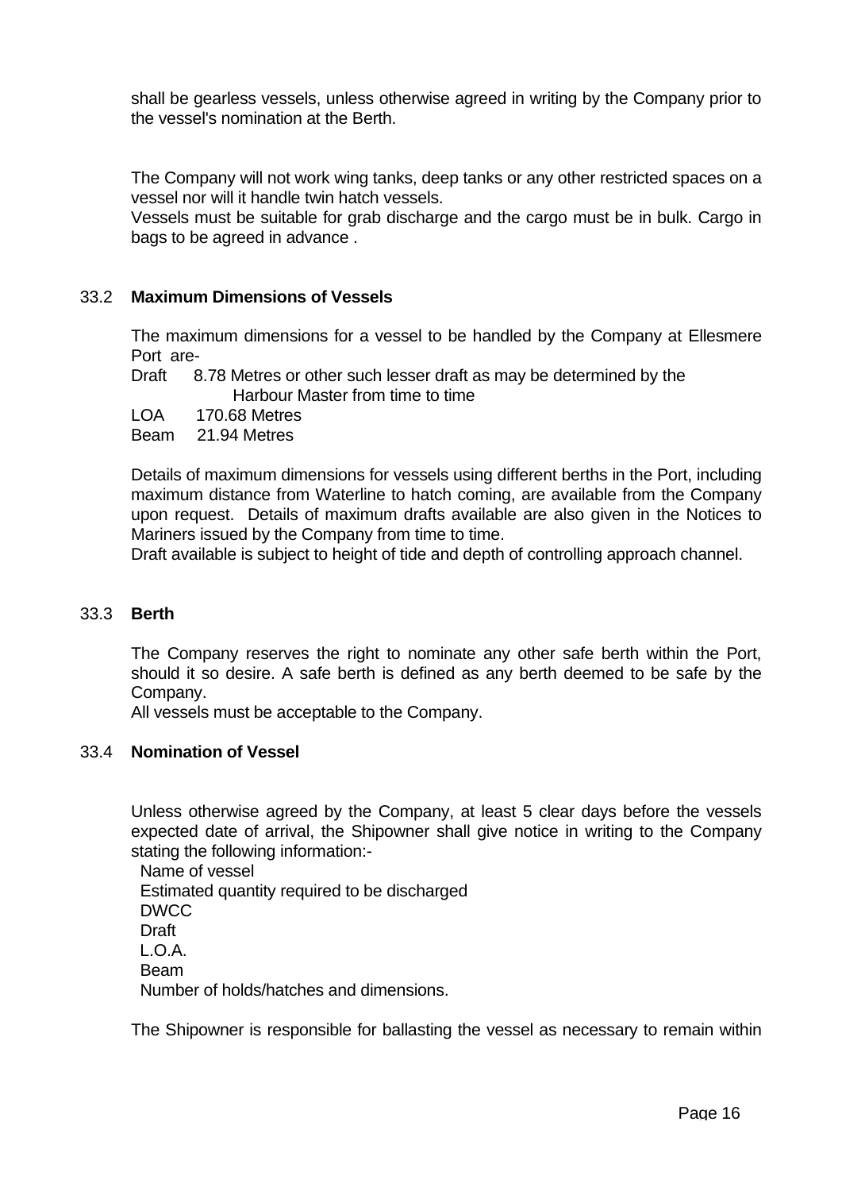shall be gearless vessels, unless otherwise agreed in writing by the Company prior to the vessel's nomination at the Berth.

The Company will not work wing tanks, deep tanks or any other restricted spaces on a vessel nor will it handle twin hatch vessels.
Vessels must be suitable for grab discharge and the cargo must be in bulk. Cargo in bags to be agreed in advance .

### 33.2 **Maximum Dimensions of Vessels**

The maximum dimensions for a vessel to be handled by the Company at Ellesmere Port are-

Draft 8.78 Metres or other such lesser draft as may be determined by the Harbour Master from time to time
LOA 170.68 Metres
Beam 21.94 Metres

Details of maximum dimensions for vessels using different berths in the Port, including maximum distance from Waterline to hatch coming, are available from the Company upon request. Details of maximum drafts available are also given in the Notices to Mariners issued by the Company from time to time.
Draft available is subject to height of tide and depth of controlling approach channel.

### 33.3 **Berth**

The Company reserves the right to nominate any other safe berth within the Port, should it so desire. A safe berth is defined as any berth deemed to be safe by the Company.
All vessels must be acceptable to the Company.

### 33.4 **Nomination of Vessel**

Unless otherwise agreed by the Company, at least 5 clear days before the vessels expected date of arrival, the Shipowner shall give notice in writing to the Company stating the following information:-

Name of vessel
Estimated quantity required to be discharged
DWCC
Draft
L.O.A.
Beam
Number of holds/hatches and dimensions.

The Shipowner is responsible for ballasting the vessel as necessary to remain within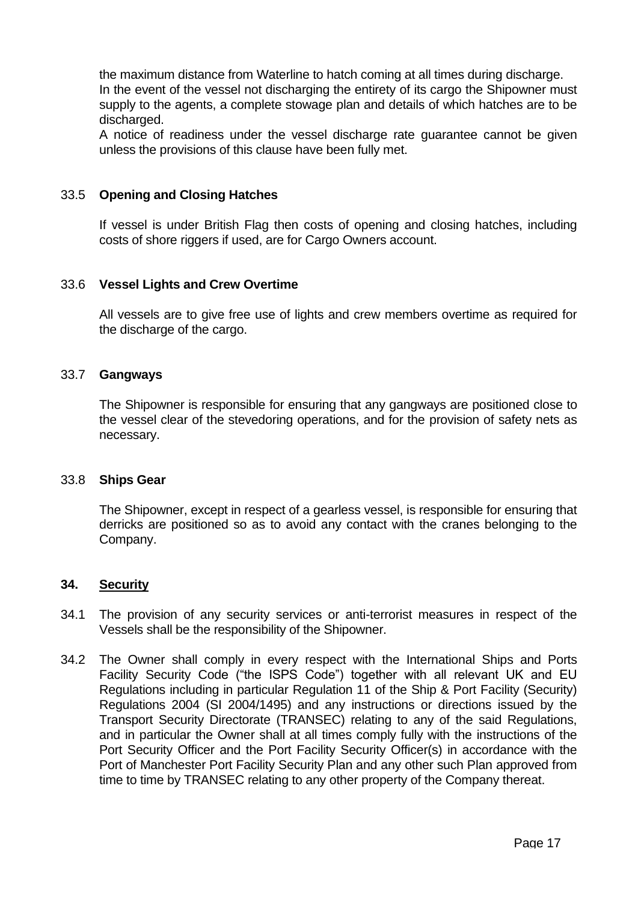the maximum distance from Waterline to hatch coming at all times during discharge.
In the event of the vessel not discharging the entirety of its cargo the Shipowner must supply to the agents, a complete stowage plan and details of which hatches are to be discharged.
A notice of readiness under the vessel discharge rate guarantee cannot be given unless the provisions of this clause have been fully met.

33.5 **Opening and Closing Hatches**

If vessel is under British Flag then costs of opening and closing hatches, including costs of shore riggers if used, are for Cargo Owners account.

33.6 **Vessel Lights and Crew Overtime**

All vessels are to give free use of lights and crew members overtime as required for the discharge of the cargo.

33.7 **Gangways**

The Shipowner is responsible for ensuring that any gangways are positioned close to the vessel clear of the stevedoring operations, and for the provision of safety nets as necessary.

33.8 **Ships Gear**

The Shipowner, except in respect of a gearless vessel, is responsible for ensuring that derricks are positioned so as to avoid any contact with the cranes belonging to the Company.

## 34. <u>Security</u>

34.1 The provision of any security services or anti-terrorist measures in respect of the Vessels shall be the responsibility of the Shipowner.

34.2 The Owner shall comply in every respect with the International Ships and Ports Facility Security Code ("the ISPS Code") together with all relevant UK and EU Regulations including in particular Regulation 11 of the Ship & Port Facility (Security) Regulations 2004 (SI 2004/1495) and any instructions or directions issued by the Transport Security Directorate (TRANSEC) relating to any of the said Regulations, and in particular the Owner shall at all times comply fully with the instructions of the Port Security Officer and the Port Facility Security Officer(s) in accordance with the Port of Manchester Port Facility Security Plan and any other such Plan approved from time to time by TRANSEC relating to any other property of the Company thereat.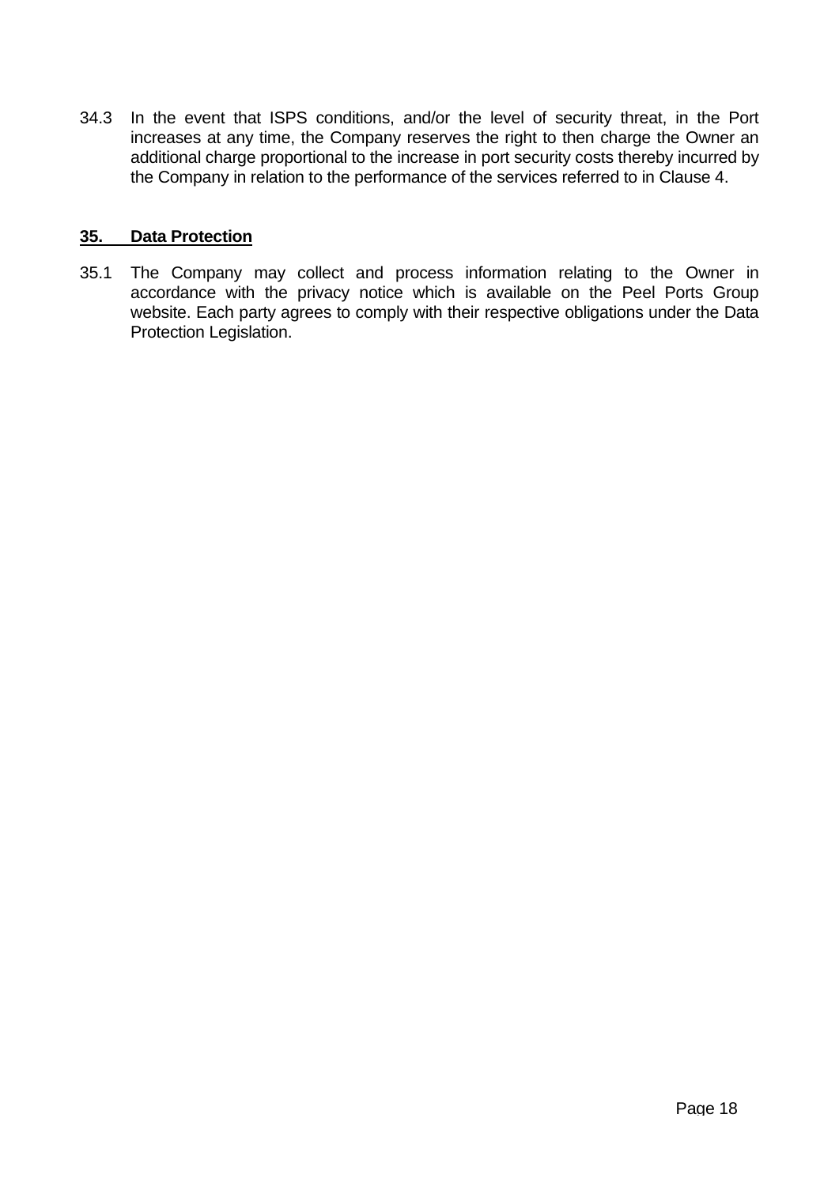34.3 In the event that ISPS conditions, and/or the level of security threat, in the Port increases at any time, the Company reserves the right to then charge the Owner an additional charge proportional to the increase in port security costs thereby incurred by the Company in relation to the performance of the services referred to in Clause 4.

## 35. Data Protection

35.1 The Company may collect and process information relating to the Owner in accordance with the privacy notice which is available on the Peel Ports Group website. Each party agrees to comply with their respective obligations under the Data Protection Legislation.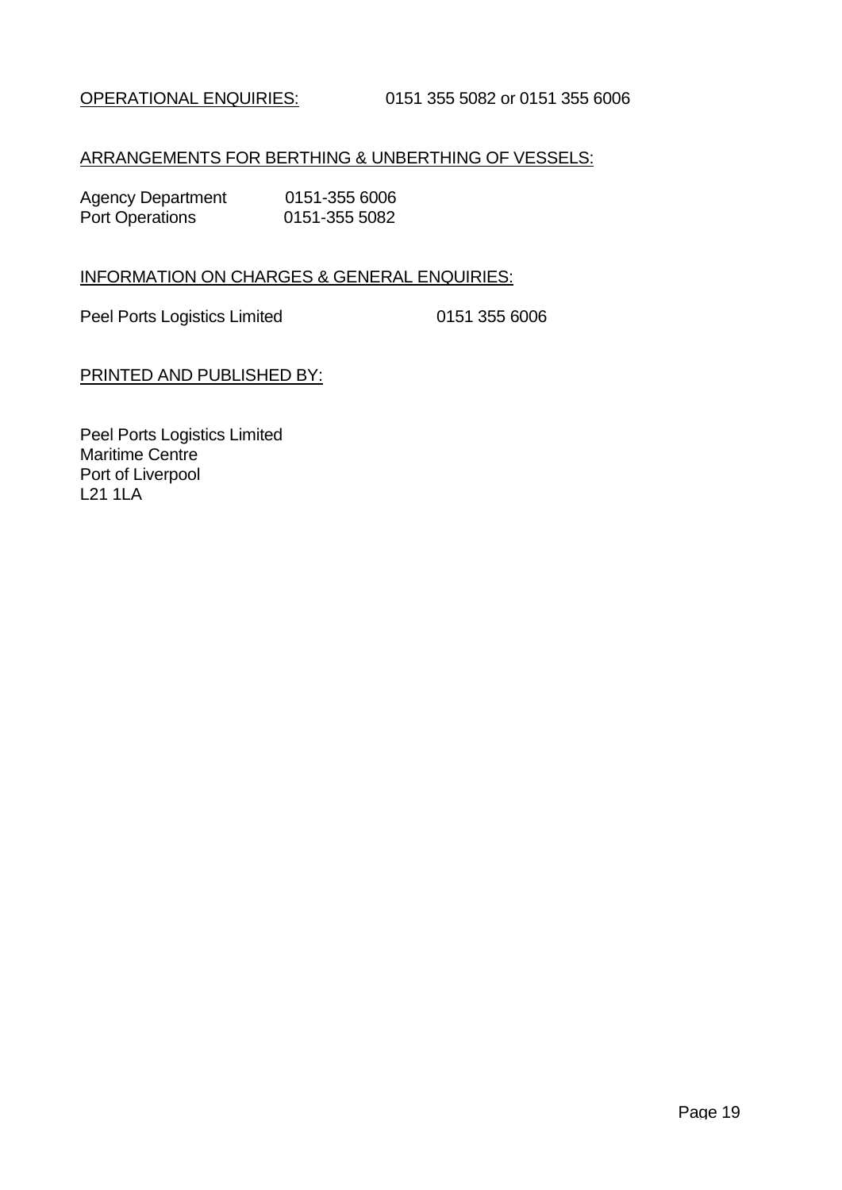<u>OPERATIONAL ENQUIRIES:</u> 0151 355 5082 or 0151 355 6006

<u>ARRANGEMENTS FOR BERTHING & UNBERTHING OF VESSELS:</u>

Agency Department 0151-355 6006
Port Operations 0151-355 5082

<u>INFORMATION ON CHARGES & GENERAL ENQUIRIES:</u>

Peel Ports Logistics Limited 0151 355 6006

<u>PRINTED AND PUBLISHED BY:</u>

Peel Ports Logistics Limited
Maritime Centre
Port of Liverpool
L21 1LA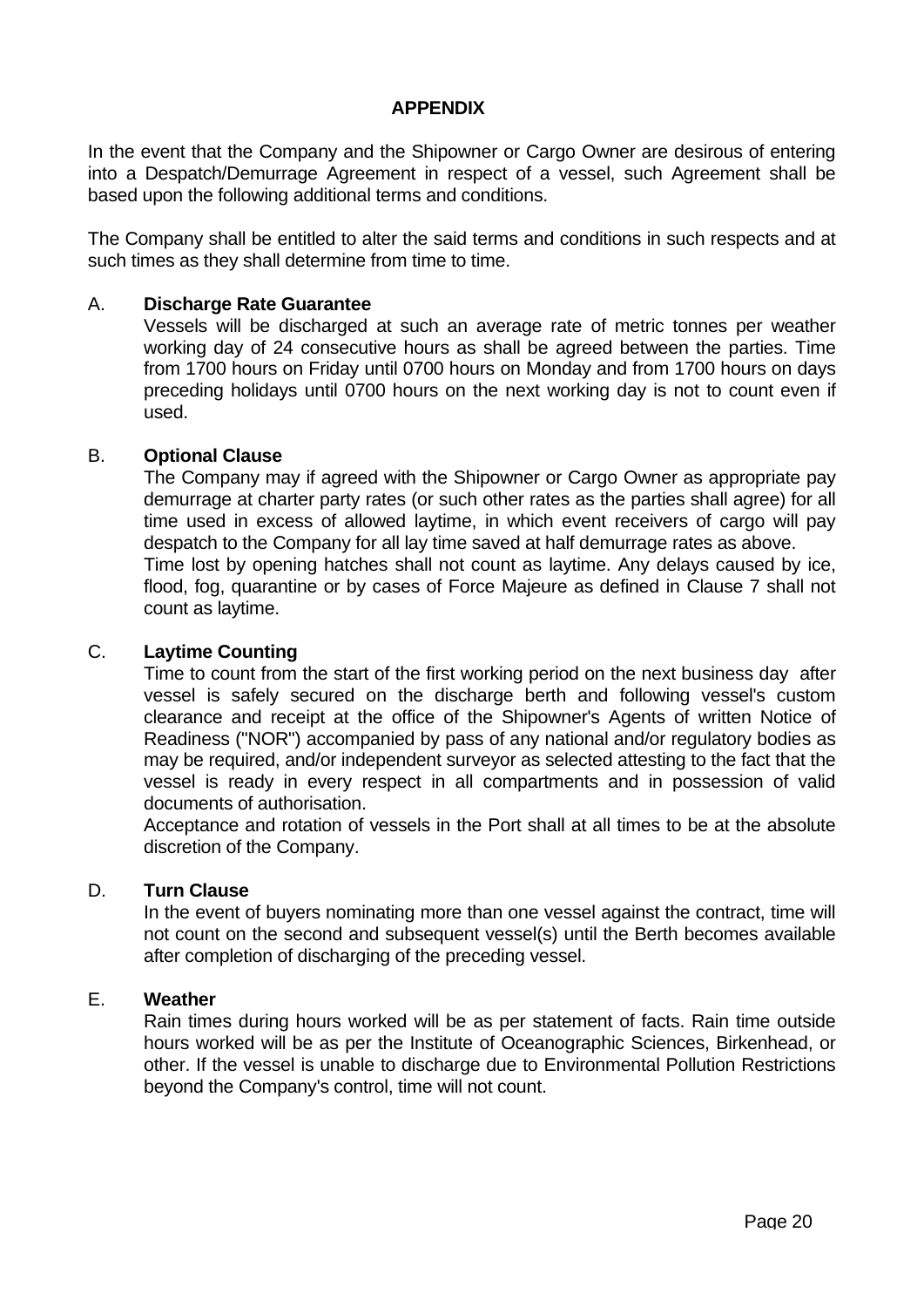## APPENDIX

In the event that the Company and the Shipowner or Cargo Owner are desirous of entering into a Despatch/Demurrage Agreement in respect of a vessel, such Agreement shall be based upon the following additional terms and conditions.

The Company shall be entitled to alter the said terms and conditions in such respects and at such times as they shall determine from time to time.

A. **Discharge Rate Guarantee**

Vessels will be discharged at such an average rate of metric tonnes per weather working day of 24 consecutive hours as shall be agreed between the parties. Time from 1700 hours on Friday until 0700 hours on Monday and from 1700 hours on days preceding holidays until 0700 hours on the next working day is not to count even if used.

B. **Optional Clause**

The Company may if agreed with the Shipowner or Cargo Owner as appropriate pay demurrage at charter party rates (or such other rates as the parties shall agree) for all time used in excess of allowed laytime, in which event receivers of cargo will pay despatch to the Company for all lay time saved at half demurrage rates as above.
Time lost by opening hatches shall not count as laytime. Any delays caused by ice, flood, fog, quarantine or by cases of Force Majeure as defined in Clause 7 shall not count as laytime.

C. **Laytime Counting**

Time to count from the start of the first working period on the next business day after vessel is safely secured on the discharge berth and following vessel's custom clearance and receipt at the office of the Shipowner's Agents of written Notice of Readiness ("NOR") accompanied by pass of any national and/or regulatory bodies as may be required, and/or independent surveyor as selected attesting to the fact that the vessel is ready in every respect in all compartments and in possession of valid documents of authorisation.
Acceptance and rotation of vessels in the Port shall at all times to be at the absolute discretion of the Company.

D. **Turn Clause**

In the event of buyers nominating more than one vessel against the contract, time will not count on the second and subsequent vessel(s) until the Berth becomes available after completion of discharging of the preceding vessel.

E. **Weather**

Rain times during hours worked will be as per statement of facts. Rain time outside hours worked will be as per the Institute of Oceanographic Sciences, Birkenhead, or other. If the vessel is unable to discharge due to Environmental Pollution Restrictions beyond the Company's control, time will not count.